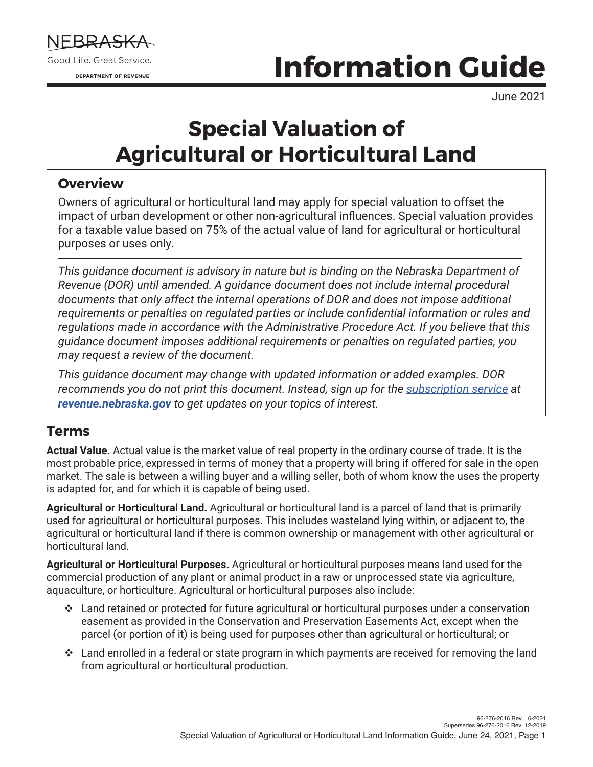NEBRASKA

Good Life. Great Service.

DEPARTMENT OF REVENUE

# Information Guide

June 2021

# Special Valuation of Agricultural or Horticultural Land

## Overview

Owners of agricultural or horticultural land may apply for special valuation to offset the impact of urban development or other non-agricultural influences. Special valuation provides for a taxable value based on 75% of the actual value of land for agricultural or horticultural purposes or uses only.

---

*This guidance document is advisory in nature but is binding on the Nebraska Department of Revenue (DOR) until amended. A guidance document does not include internal procedural documents that only affect the internal operations of DOR and does not impose additional requirements or penalties on regulated parties or include confidential information or rules and regulations made in accordance with the Administrative Procedure Act. If you believe that this guidance document imposes additional requirements or penalties on regulated parties, you may request a review of the document.*

*This guidance document may change with updated information or added examples. DOR recommends you do not print this document. Instead, sign up for the subscription service at* ***revenue.nebraska.gov*** *to get updates on your topics of interest.*

## Terms

**Actual Value.** Actual value is the market value of real property in the ordinary course of trade. It is the most probable price, expressed in terms of money that a property will bring if offered for sale in the open market. The sale is between a willing buyer and a willing seller, both of whom know the uses the property is adapted for, and for which it is capable of being used.

**Agricultural or Horticultural Land.** Agricultural or horticultural land is a parcel of land that is primarily used for agricultural or horticultural purposes. This includes wasteland lying within, or adjacent to, the agricultural or horticultural land if there is common ownership or management with other agricultural or horticultural land.

**Agricultural or Horticultural Purposes.** Agricultural or horticultural purposes means land used for the commercial production of any plant or animal product in a raw or unprocessed state via agriculture, aquaculture, or horticulture. Agricultural or horticultural purposes also include:

- Land retained or protected for future agricultural or horticultural purposes under a conservation easement as provided in the Conservation and Preservation Easements Act, except when the parcel (or portion of it) is being used for purposes other than agricultural or horticultural; or
- Land enrolled in a federal or state program in which payments are received for removing the land from agricultural or horticultural production.

96-276-2016 Rev. 6-2021
Supersedes 96-276-2016 Rev. 12-2019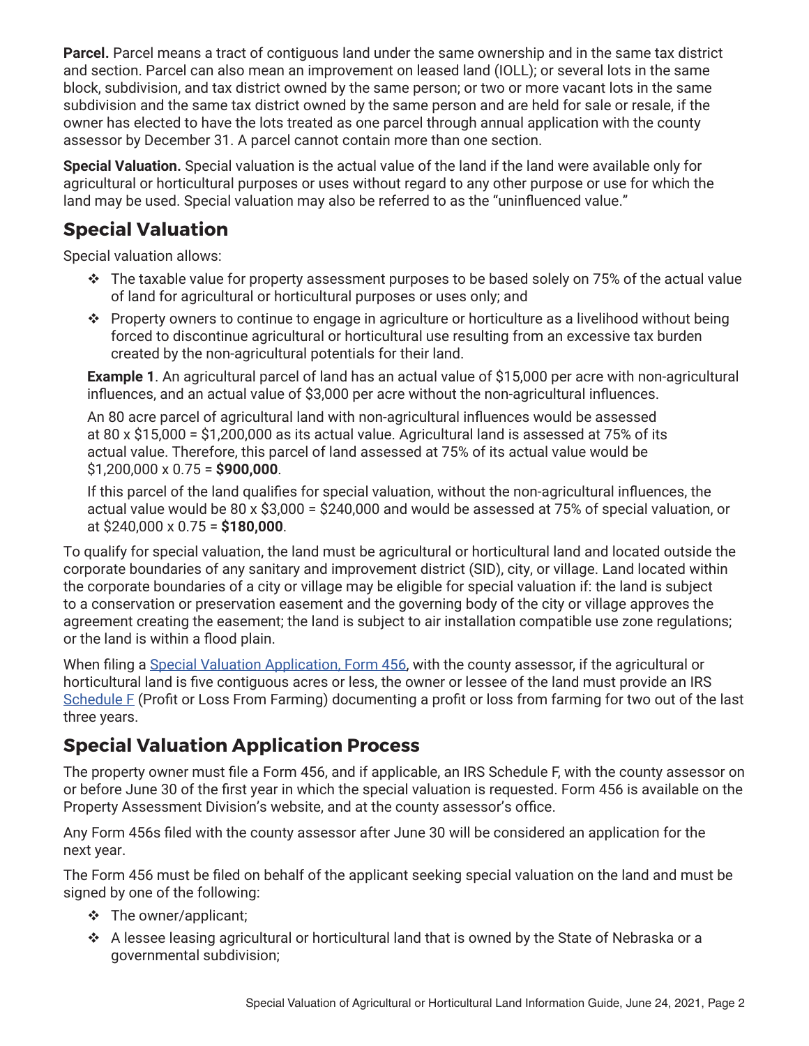**Parcel.** Parcel means a tract of contiguous land under the same ownership and in the same tax district and section. Parcel can also mean an improvement on leased land (IOLL); or several lots in the same block, subdivision, and tax district owned by the same person; or two or more vacant lots in the same subdivision and the same tax district owned by the same person and are held for sale or resale, if the owner has elected to have the lots treated as one parcel through annual application with the county assessor by December 31. A parcel cannot contain more than one section.

**Special Valuation.** Special valuation is the actual value of the land if the land were available only for agricultural or horticultural purposes or uses without regard to any other purpose or use for which the land may be used. Special valuation may also be referred to as the "uninfluenced value."

## Special Valuation

Special valuation allows:

- The taxable value for property assessment purposes to be based solely on 75% of the actual value of land for agricultural or horticultural purposes or uses only; and
- Property owners to continue to engage in agriculture or horticulture as a livelihood without being forced to discontinue agricultural or horticultural use resulting from an excessive tax burden created by the non-agricultural potentials for their land.

**Example 1**. An agricultural parcel of land has an actual value of $15,000 per acre with non-agricultural influences, and an actual value of $3,000 per acre without the non-agricultural influences.

An 80 acre parcel of agricultural land with non-agricultural influences would be assessed at 80 x $15,000 = $1,200,000 as its actual value. Agricultural land is assessed at 75% of its actual value. Therefore, this parcel of land assessed at 75% of its actual value would be $1,200,000 x 0.75 = **$900,000**.

If this parcel of the land qualifies for special valuation, without the non-agricultural influences, the actual value would be 80 x $3,000 = $240,000 and would be assessed at 75% of special valuation, or at $240,000 x 0.75 = **$180,000**.

To qualify for special valuation, the land must be agricultural or horticultural land and located outside the corporate boundaries of any sanitary and improvement district (SID), city, or village. Land located within the corporate boundaries of a city or village may be eligible for special valuation if: the land is subject to a conservation or preservation easement and the governing body of the city or village approves the agreement creating the easement; the land is subject to air installation compatible use zone regulations; or the land is within a flood plain.

When filing a Special Valuation Application, Form 456, with the county assessor, if the agricultural or horticultural land is five contiguous acres or less, the owner or lessee of the land must provide an IRS Schedule F (Profit or Loss From Farming) documenting a profit or loss from farming for two out of the last three years.

## Special Valuation Application Process

The property owner must file a Form 456, and if applicable, an IRS Schedule F, with the county assessor on or before June 30 of the first year in which the special valuation is requested. Form 456 is available on the Property Assessment Division's website, and at the county assessor's office.

Any Form 456s filed with the county assessor after June 30 will be considered an application for the next year.

The Form 456 must be filed on behalf of the applicant seeking special valuation on the land and must be signed by one of the following:

- The owner/applicant;
- A lessee leasing agricultural or horticultural land that is owned by the State of Nebraska or a governmental subdivision;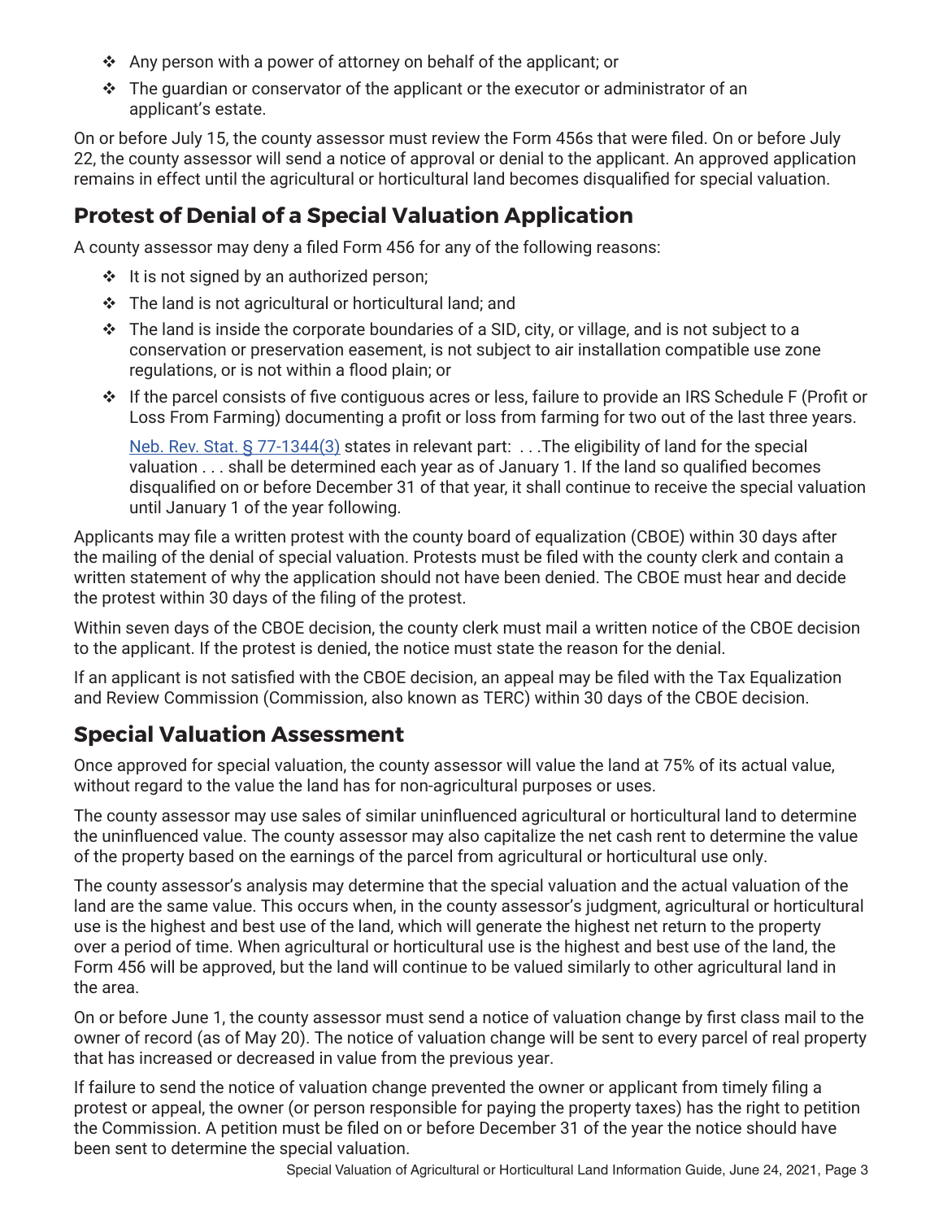- Any person with a power of attorney on behalf of the applicant; or
- The guardian or conservator of the applicant or the executor or administrator of an applicant's estate.

On or before July 15, the county assessor must review the Form 456s that were filed. On or before July 22, the county assessor will send a notice of approval or denial to the applicant. An approved application remains in effect until the agricultural or horticultural land becomes disqualified for special valuation.

## Protest of Denial of a Special Valuation Application

A county assessor may deny a filed Form 456 for any of the following reasons:

- It is not signed by an authorized person;
- The land is not agricultural or horticultural land; and
- The land is inside the corporate boundaries of a SID, city, or village, and is not subject to a conservation or preservation easement, is not subject to air installation compatible use zone regulations, or is not within a flood plain; or
- If the parcel consists of five contiguous acres or less, failure to provide an IRS Schedule F (Profit or Loss From Farming) documenting a profit or loss from farming for two out of the last three years.

  Neb. Rev. Stat. § 77-1344(3) states in relevant part: . . .The eligibility of land for the special valuation . . . shall be determined each year as of January 1. If the land so qualified becomes disqualified on or before December 31 of that year, it shall continue to receive the special valuation until January 1 of the year following.

Applicants may file a written protest with the county board of equalization (CBOE) within 30 days after the mailing of the denial of special valuation. Protests must be filed with the county clerk and contain a written statement of why the application should not have been denied. The CBOE must hear and decide the protest within 30 days of the filing of the protest.

Within seven days of the CBOE decision, the county clerk must mail a written notice of the CBOE decision to the applicant. If the protest is denied, the notice must state the reason for the denial.

If an applicant is not satisfied with the CBOE decision, an appeal may be filed with the Tax Equalization and Review Commission (Commission, also known as TERC) within 30 days of the CBOE decision.

## Special Valuation Assessment

Once approved for special valuation, the county assessor will value the land at 75% of its actual value, without regard to the value the land has for non-agricultural purposes or uses.

The county assessor may use sales of similar uninfluenced agricultural or horticultural land to determine the uninfluenced value. The county assessor may also capitalize the net cash rent to determine the value of the property based on the earnings of the parcel from agricultural or horticultural use only.

The county assessor's analysis may determine that the special valuation and the actual valuation of the land are the same value. This occurs when, in the county assessor's judgment, agricultural or horticultural use is the highest and best use of the land, which will generate the highest net return to the property over a period of time. When agricultural or horticultural use is the highest and best use of the land, the Form 456 will be approved, but the land will continue to be valued similarly to other agricultural land in the area.

On or before June 1, the county assessor must send a notice of valuation change by first class mail to the owner of record (as of May 20). The notice of valuation change will be sent to every parcel of real property that has increased or decreased in value from the previous year.

If failure to send the notice of valuation change prevented the owner or applicant from timely filing a protest or appeal, the owner (or person responsible for paying the property taxes) has the right to petition the Commission. A petition must be filed on or before December 31 of the year the notice should have been sent to determine the special valuation.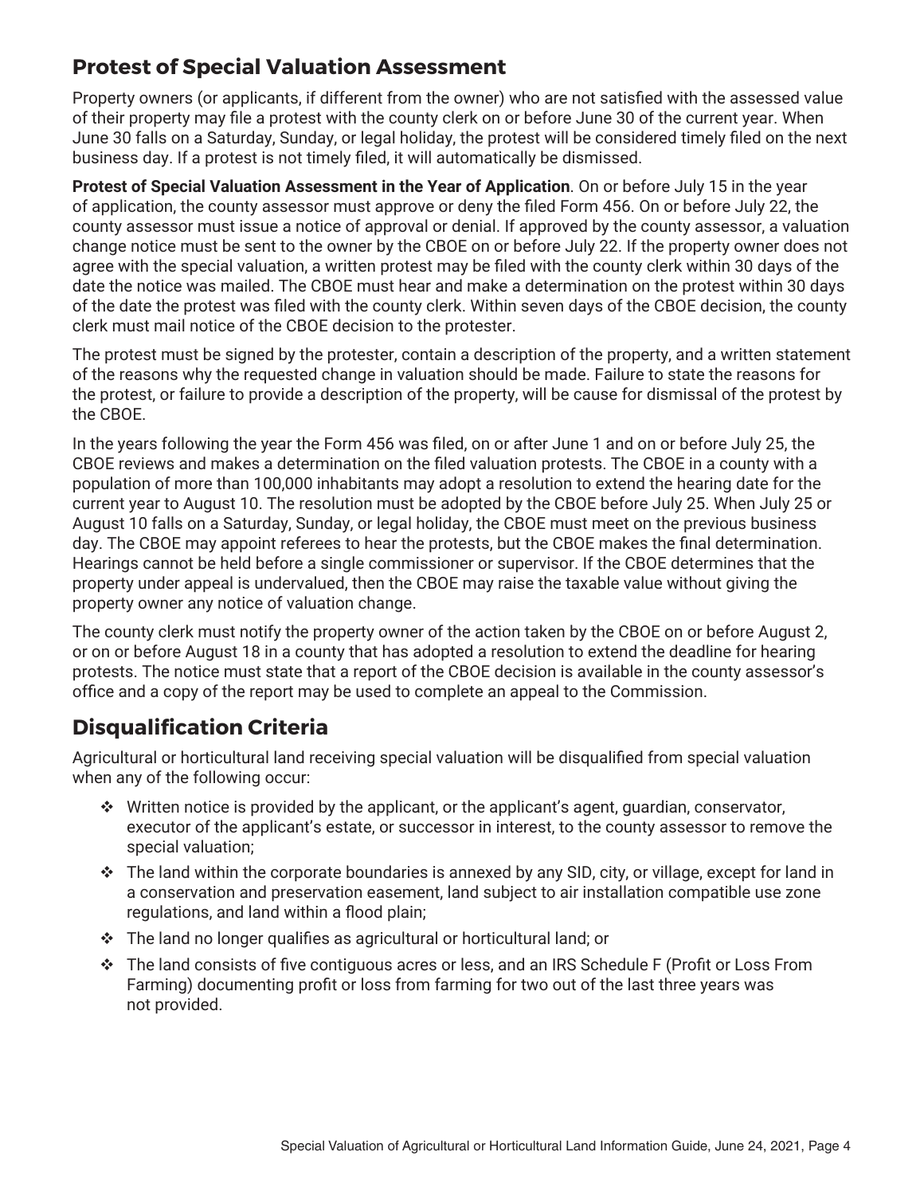## Protest of Special Valuation Assessment

Property owners (or applicants, if different from the owner) who are not satisfied with the assessed value of their property may file a protest with the county clerk on or before June 30 of the current year. When June 30 falls on a Saturday, Sunday, or legal holiday, the protest will be considered timely filed on the next business day. If a protest is not timely filed, it will automatically be dismissed.

**Protest of Special Valuation Assessment in the Year of Application**. On or before July 15 in the year of application, the county assessor must approve or deny the filed Form 456. On or before July 22, the county assessor must issue a notice of approval or denial. If approved by the county assessor, a valuation change notice must be sent to the owner by the CBOE on or before July 22. If the property owner does not agree with the special valuation, a written protest may be filed with the county clerk within 30 days of the date the notice was mailed. The CBOE must hear and make a determination on the protest within 30 days of the date the protest was filed with the county clerk. Within seven days of the CBOE decision, the county clerk must mail notice of the CBOE decision to the protester.

The protest must be signed by the protester, contain a description of the property, and a written statement of the reasons why the requested change in valuation should be made. Failure to state the reasons for the protest, or failure to provide a description of the property, will be cause for dismissal of the protest by the CBOE.

In the years following the year the Form 456 was filed, on or after June 1 and on or before July 25, the CBOE reviews and makes a determination on the filed valuation protests. The CBOE in a county with a population of more than 100,000 inhabitants may adopt a resolution to extend the hearing date for the current year to August 10. The resolution must be adopted by the CBOE before July 25. When July 25 or August 10 falls on a Saturday, Sunday, or legal holiday, the CBOE must meet on the previous business day. The CBOE may appoint referees to hear the protests, but the CBOE makes the final determination. Hearings cannot be held before a single commissioner or supervisor. If the CBOE determines that the property under appeal is undervalued, then the CBOE may raise the taxable value without giving the property owner any notice of valuation change.

The county clerk must notify the property owner of the action taken by the CBOE on or before August 2, or on or before August 18 in a county that has adopted a resolution to extend the deadline for hearing protests. The notice must state that a report of the CBOE decision is available in the county assessor's office and a copy of the report may be used to complete an appeal to the Commission.

## Disqualification Criteria

Agricultural or horticultural land receiving special valuation will be disqualified from special valuation when any of the following occur:

- Written notice is provided by the applicant, or the applicant's agent, guardian, conservator, executor of the applicant's estate, or successor in interest, to the county assessor to remove the special valuation;
- The land within the corporate boundaries is annexed by any SID, city, or village, except for land in a conservation and preservation easement, land subject to air installation compatible use zone regulations, and land within a flood plain;
- The land no longer qualifies as agricultural or horticultural land; or
- The land consists of five contiguous acres or less, and an IRS Schedule F (Profit or Loss From Farming) documenting profit or loss from farming for two out of the last three years was not provided.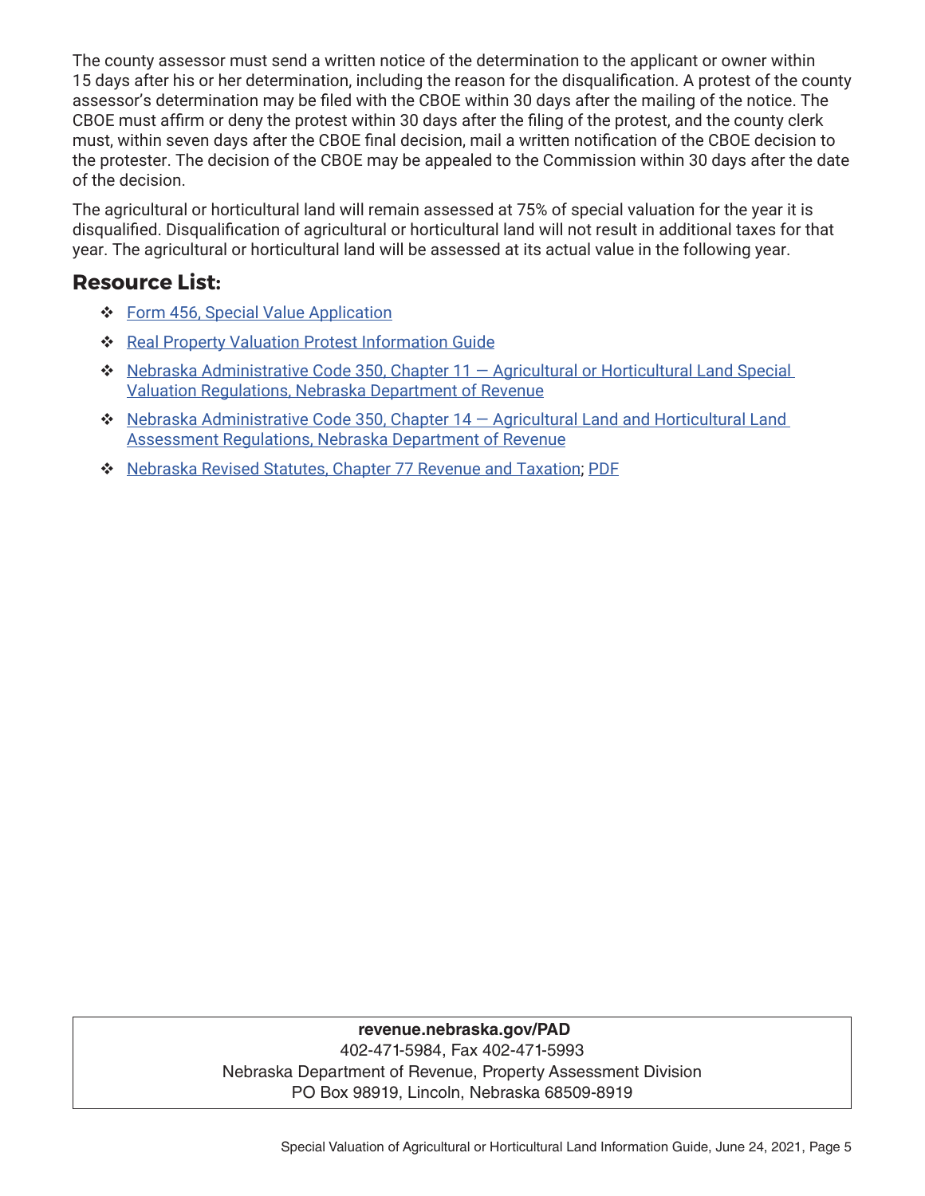The county assessor must send a written notice of the determination to the applicant or owner within 15 days after his or her determination, including the reason for the disqualification. A protest of the county assessor's determination may be filed with the CBOE within 30 days after the mailing of the notice. The CBOE must affirm or deny the protest within 30 days after the filing of the protest, and the county clerk must, within seven days after the CBOE final decision, mail a written notification of the CBOE decision to the protester. The decision of the CBOE may be appealed to the Commission within 30 days after the date of the decision.

The agricultural or horticultural land will remain assessed at 75% of special valuation for the year it is disqualified. Disqualification of agricultural or horticultural land will not result in additional taxes for that year. The agricultural or horticultural land will be assessed at its actual value in the following year.

## Resource List:

- Form 456, Special Value Application
- Real Property Valuation Protest Information Guide
- Nebraska Administrative Code 350, Chapter 11 — Agricultural or Horticultural Land Special Valuation Regulations, Nebraska Department of Revenue
- Nebraska Administrative Code 350, Chapter 14 — Agricultural Land and Horticultural Land Assessment Regulations, Nebraska Department of Revenue
- Nebraska Revised Statutes, Chapter 77 Revenue and Taxation; PDF

**revenue.nebraska.gov/PAD**
402-471-5984, Fax 402-471-5993
Nebraska Department of Revenue, Property Assessment Division
PO Box 98919, Lincoln, Nebraska 68509-8919